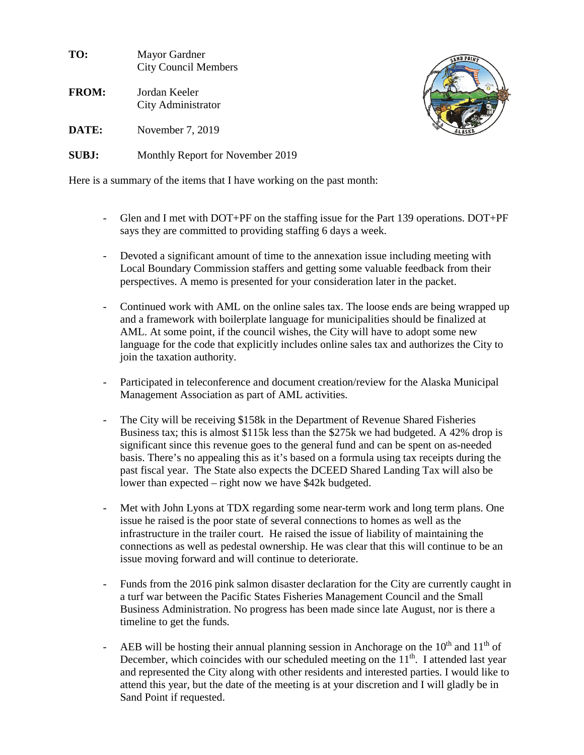**TO:** Mayor Gardner
City Council Members

**FROM:** Jordan Keeler
City Administrator

**DATE:** November 7, 2019

**SUBJ:** Monthly Report for November 2019

Here is a summary of the items that I have working on the past month:

- Glen and I met with DOT+PF on the staffing issue for the Part 139 operations. DOT+PF says they are committed to providing staffing 6 days a week.

- Devoted a significant amount of time to the annexation issue including meeting with Local Boundary Commission staffers and getting some valuable feedback from their perspectives. A memo is presented for your consideration later in the packet.

- Continued work with AML on the online sales tax. The loose ends are being wrapped up and a framework with boilerplate language for municipalities should be finalized at AML. At some point, if the council wishes, the City will have to adopt some new language for the code that explicitly includes online sales tax and authorizes the City to join the taxation authority.

- Participated in teleconference and document creation/review for the Alaska Municipal Management Association as part of AML activities.

- The City will be receiving $158k in the Department of Revenue Shared Fisheries Business tax; this is almost $115k less than the $275k we had budgeted. A 42% drop is significant since this revenue goes to the general fund and can be spent on as-needed basis. There's no appealing this as it's based on a formula using tax receipts during the past fiscal year. The State also expects the DCEED Shared Landing Tax will also be lower than expected – right now we have $42k budgeted.

- Met with John Lyons at TDX regarding some near-term work and long term plans. One issue he raised is the poor state of several connections to homes as well as the infrastructure in the trailer court. He raised the issue of liability of maintaining the connections as well as pedestal ownership. He was clear that this will continue to be an issue moving forward and will continue to deteriorate.

- Funds from the 2016 pink salmon disaster declaration for the City are currently caught in a turf war between the Pacific States Fisheries Management Council and the Small Business Administration. No progress has been made since late August, nor is there a timeline to get the funds.

- AEB will be hosting their annual planning session in Anchorage on the 10th and 11th of December, which coincides with our scheduled meeting on the 11th. I attended last year and represented the City along with other residents and interested parties. I would like to attend this year, but the date of the meeting is at your discretion and I will gladly be in Sand Point if requested.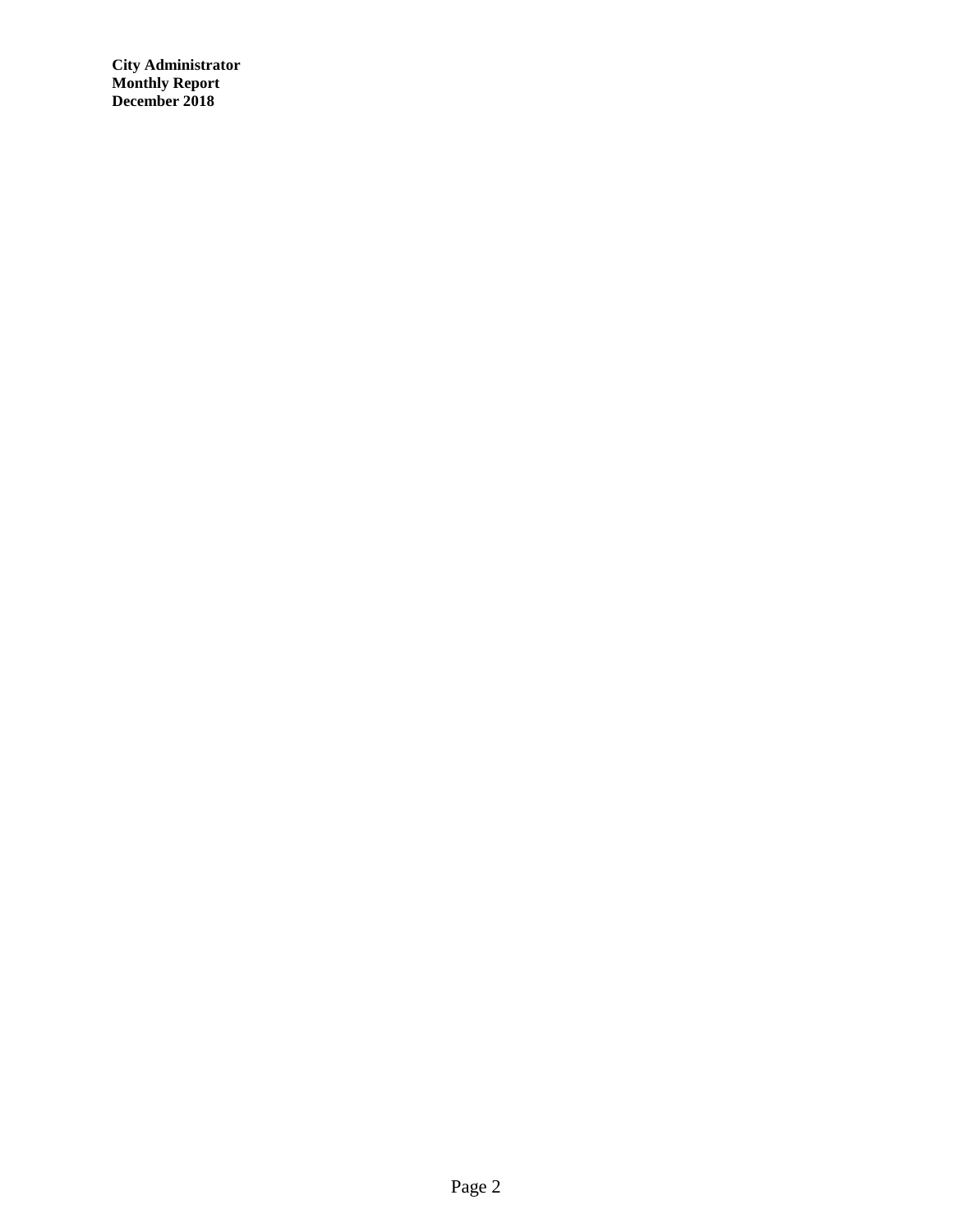**City Administrator**
**Monthly Report**
**December 2018**